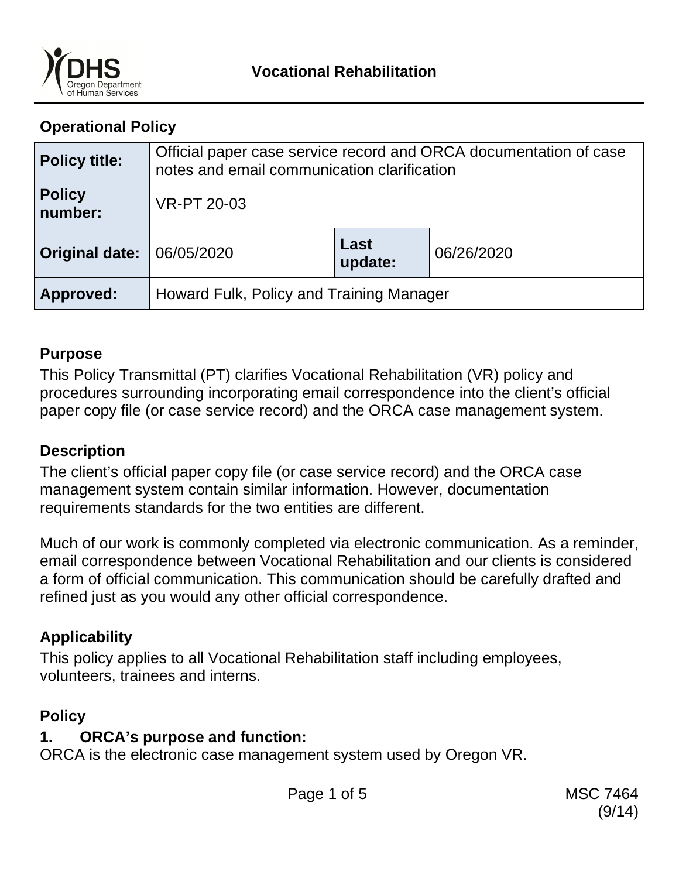Vocational Rehabilitation

## Operational Policy

| Policy title: | Official paper case service record and ORCA documentation of case notes and email communication clarification | | |
|---|---|---|---|
| Policy number: | VR-PT 20-03 | | |
| Original date: | 06/05/2020 | Last update: | 06/26/2020 |
| Approved: | Howard Fulk, Policy and Training Manager | | |

### Purpose

This Policy Transmittal (PT) clarifies Vocational Rehabilitation (VR) policy and procedures surrounding incorporating email correspondence into the client's official paper copy file (or case service record) and the ORCA case management system.

### Description

The client's official paper copy file (or case service record) and the ORCA case management system contain similar information. However, documentation requirements standards for the two entities are different.

Much of our work is commonly completed via electronic communication. As a reminder, email correspondence between Vocational Rehabilitation and our clients is considered a form of official communication. This communication should be carefully drafted and refined just as you would any other official correspondence.

### Applicability

This policy applies to all Vocational Rehabilitation staff including employees, volunteers, trainees and interns.

### Policy

#### 1. ORCA's purpose and function:

ORCA is the electronic case management system used by Oregon VR.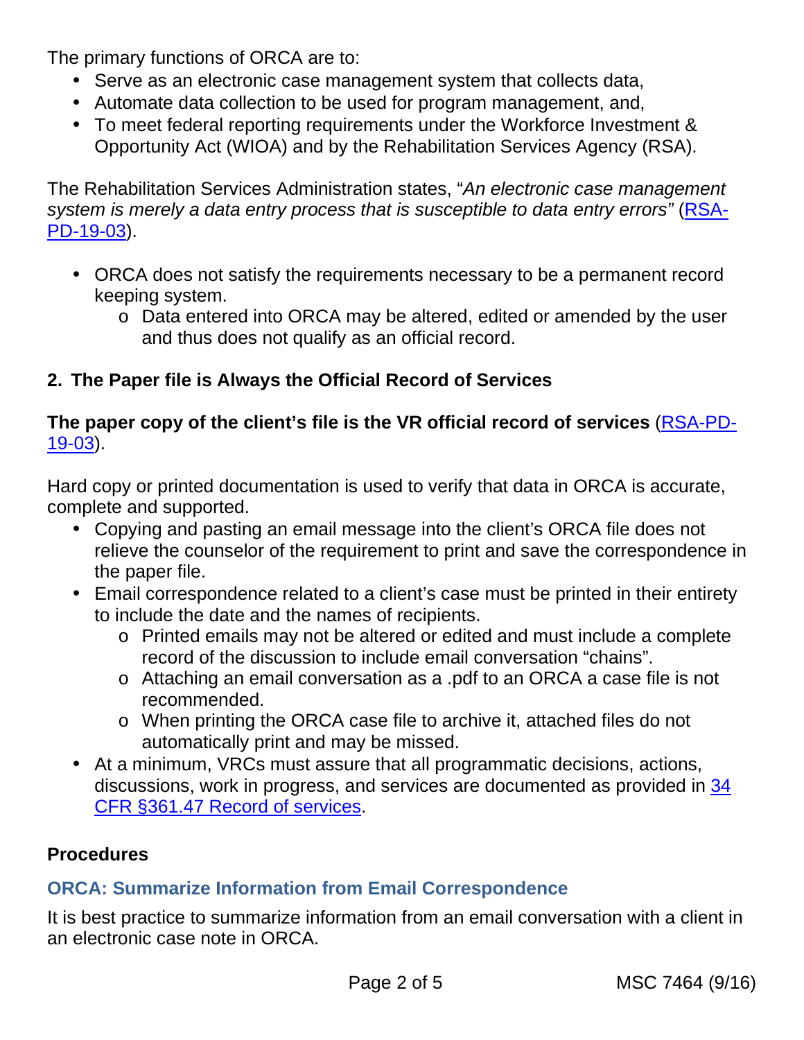The primary functions of ORCA are to:

- Serve as an electronic case management system that collects data,
- Automate data collection to be used for program management, and,
- To meet federal reporting requirements under the Workforce Investment & Opportunity Act (WIOA) and by the Rehabilitation Services Agency (RSA).

The Rehabilitation Services Administration states, "*An electronic case management system is merely a data entry process that is susceptible to data entry errors"* (RSA-PD-19-03).

- ORCA does not satisfy the requirements necessary to be a permanent record keeping system.
  - Data entered into ORCA may be altered, edited or amended by the user and thus does not qualify as an official record.

## 2. The Paper file is Always the Official Record of Services

**The paper copy of the client's file is the VR official record of services** (RSA-PD-19-03).

Hard copy or printed documentation is used to verify that data in ORCA is accurate, complete and supported.

- Copying and pasting an email message into the client's ORCA file does not relieve the counselor of the requirement to print and save the correspondence in the paper file.
- Email correspondence related to a client's case must be printed in their entirety to include the date and the names of recipients.
  - Printed emails may not be altered or edited and must include a complete record of the discussion to include email conversation "chains".
  - Attaching an email conversation as a .pdf to an ORCA a case file is not recommended.
  - When printing the ORCA case file to archive it, attached files do not automatically print and may be missed.
- At a minimum, VRCs must assure that all programmatic decisions, actions, discussions, work in progress, and services are documented as provided in 34 CFR §361.47 Record of services.

## Procedures

### ORCA: Summarize Information from Email Correspondence

It is best practice to summarize information from an email conversation with a client in an electronic case note in ORCA.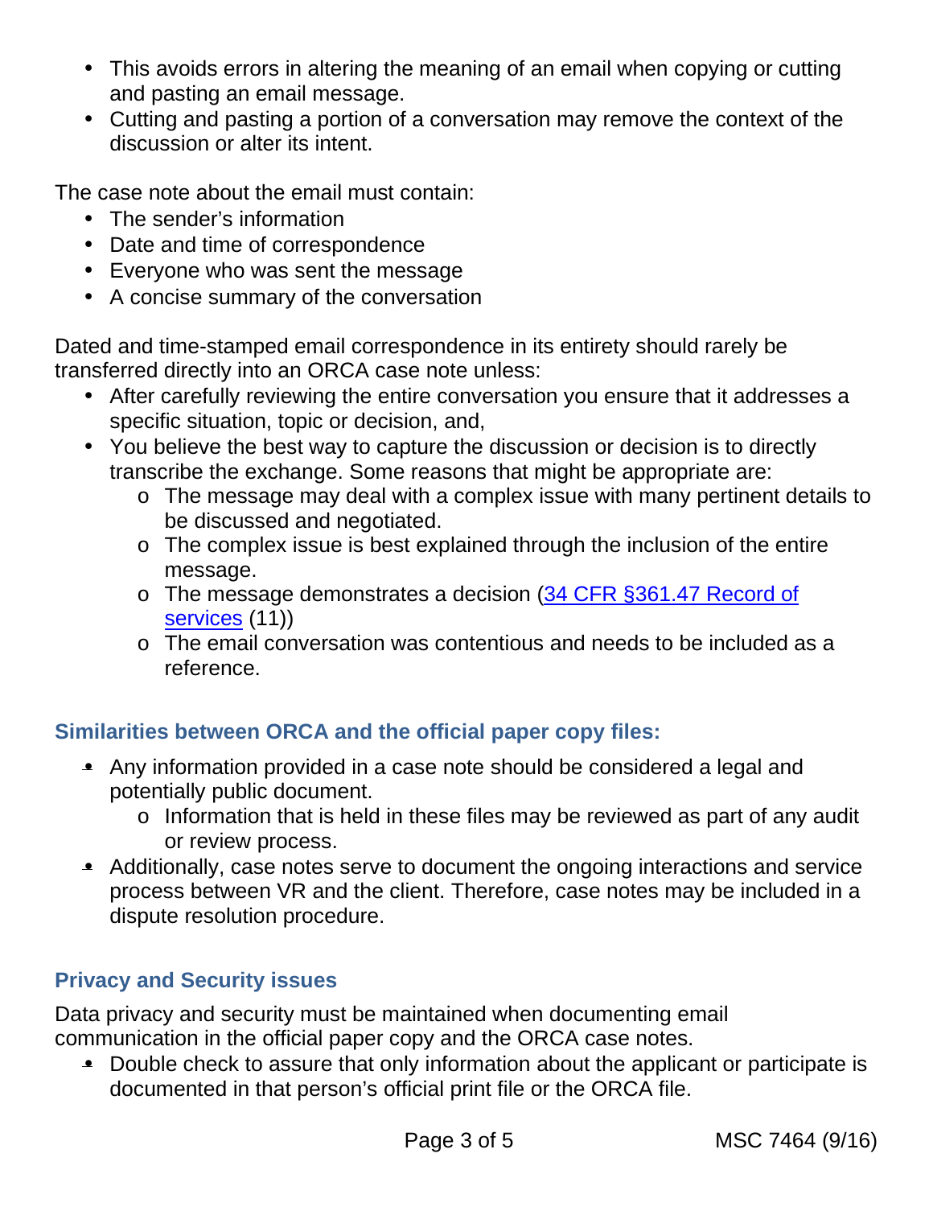- This avoids errors in altering the meaning of an email when copying or cutting and pasting an email message.
- Cutting and pasting a portion of a conversation may remove the context of the discussion or alter its intent.

The case note about the email must contain:

- The sender's information
- Date and time of correspondence
- Everyone who was sent the message
- A concise summary of the conversation

Dated and time-stamped email correspondence in its entirety should rarely be transferred directly into an ORCA case note unless:

- After carefully reviewing the entire conversation you ensure that it addresses a specific situation, topic or decision, and,
- You believe the best way to capture the discussion or decision is to directly transcribe the exchange. Some reasons that might be appropriate are:
  - The message may deal with a complex issue with many pertinent details to be discussed and negotiated.
  - The complex issue is best explained through the inclusion of the entire message.
  - The message demonstrates a decision (34 CFR §361.47 Record of services (11))
  - The email conversation was contentious and needs to be included as a reference.

### Similarities between ORCA and the official paper copy files:

- Any information provided in a case note should be considered a legal and potentially public document.
  - Information that is held in these files may be reviewed as part of any audit or review process.
- Additionally, case notes serve to document the ongoing interactions and service process between VR and the client. Therefore, case notes may be included in a dispute resolution procedure.

### Privacy and Security issues

Data privacy and security must be maintained when documenting email communication in the official paper copy and the ORCA case notes.

- Double check to assure that only information about the applicant or participate is documented in that person's official print file or the ORCA file.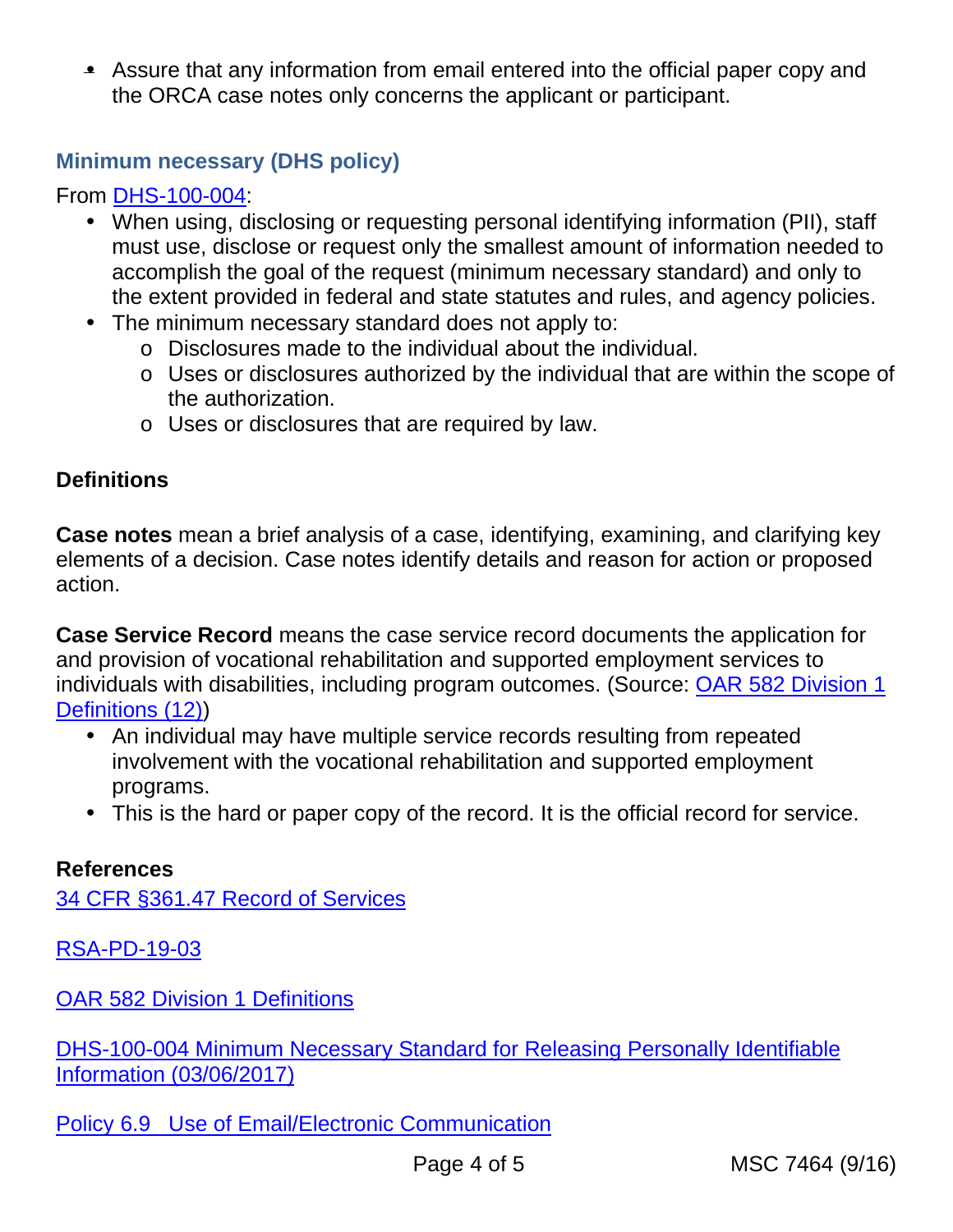- Assure that any information from email entered into the official paper copy and the ORCA case notes only concerns the applicant or participant.

### Minimum necessary (DHS policy)

From DHS-100-004:

- When using, disclosing or requesting personal identifying information (PII), staff must use, disclose or request only the smallest amount of information needed to accomplish the goal of the request (minimum necessary standard) and only to the extent provided in federal and state statutes and rules, and agency policies.
- The minimum necessary standard does not apply to:
    - Disclosures made to the individual about the individual.
    - Uses or disclosures authorized by the individual that are within the scope of the authorization.
    - Uses or disclosures that are required by law.

**Definitions**

**Case notes** mean a brief analysis of a case, identifying, examining, and clarifying key elements of a decision. Case notes identify details and reason for action or proposed action.

**Case Service Record** means the case service record documents the application for and provision of vocational rehabilitation and supported employment services to individuals with disabilities, including program outcomes. (Source: OAR 582 Division 1 Definitions (12))

- An individual may have multiple service records resulting from repeated involvement with the vocational rehabilitation and supported employment programs.
- This is the hard or paper copy of the record. It is the official record for service.

**References**

34 CFR §361.47 Record of Services

RSA-PD-19-03

OAR 582 Division 1 Definitions

DHS-100-004 Minimum Necessary Standard for Releasing Personally Identifiable Information (03/06/2017)

Policy 6.9 Use of Email/Electronic Communication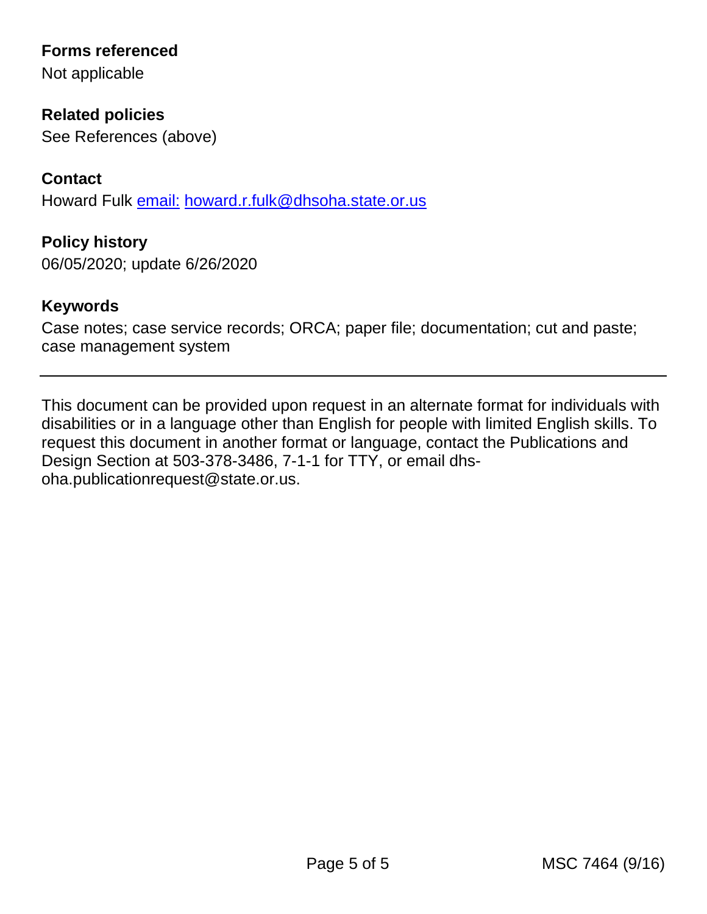**Forms referenced**

Not applicable

**Related policies**

See References (above)

**Contact**

Howard Fulk [email:](mailto:howard.r.fulk@dhsoha.state.or.us) [howard.r.fulk@dhsoha.state.or.us](mailto:howard.r.fulk@dhsoha.state.or.us)

**Policy history**

06/05/2020; update 6/26/2020

**Keywords**

Case notes; case service records; ORCA; paper file; documentation; cut and paste; case management system

---

This document can be provided upon request in an alternate format for individuals with disabilities or in a language other than English for people with limited English skills. To request this document in another format or language, contact the Publications and Design Section at 503-378-3486, 7-1-1 for TTY, or email dhs-oha.publicationrequest@state.or.us.

MSC 7464 (9/16)